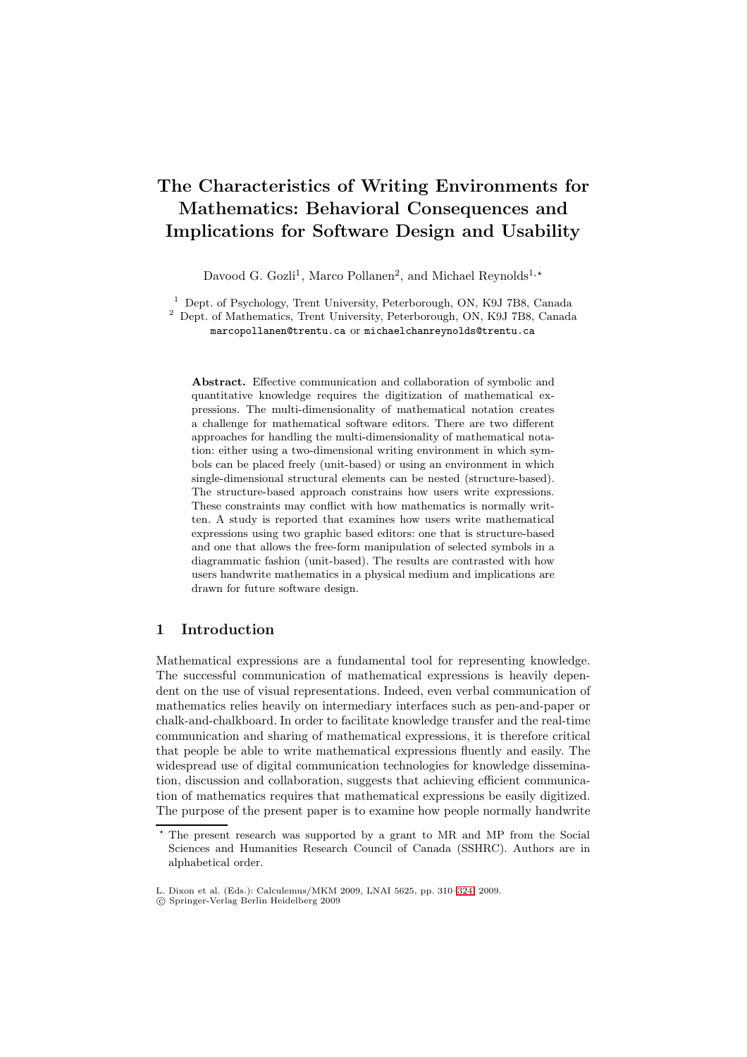# The Characteristics of Writing Environments for Mathematics: Behavioral Consequences and Implications for Software Design and Usability

Davood G. Gozli[1], Marco Pollanen[2], and Michael Reynolds[1,⋆]

[1] Dept. of Psychology, Trent University, Peterborough, ON, K9J 7B8, Canada
[2] Dept. of Mathematics, Trent University, Peterborough, ON, K9J 7B8, Canada
marcopollanen@trentu.ca or michaelchanreynolds@trentu.ca

**Abstract.** Effective communication and collaboration of symbolic and quantitative knowledge requires the digitization of mathematical expressions. The multi-dimensionality of mathematical notation creates a challenge for mathematical software editors. There are two different approaches for handling the multi-dimensionality of mathematical notation: either using a two-dimensional writing environment in which symbols can be placed freely (unit-based) or using an environment in which single-dimensional structural elements can be nested (structure-based). The structure-based approach constrains how users write expressions. These constraints may conflict with how mathematics is normally written. A study is reported that examines how users write mathematical expressions using two graphic based editors: one that is structure-based and one that allows the free-form manipulation of selected symbols in a diagrammatic fashion (unit-based). The results are contrasted with how users handwrite mathematics in a physical medium and implications are drawn for future software design.

## 1 Introduction

Mathematical expressions are a fundamental tool for representing knowledge. The successful communication of mathematical expressions is heavily dependent on the use of visual representations. Indeed, even verbal communication of mathematics relies heavily on intermediary interfaces such as pen-and-paper or chalk-and-chalkboard. In order to facilitate knowledge transfer and the real-time communication and sharing of mathematical expressions, it is therefore critical that people be able to write mathematical expressions fluently and easily. The widespread use of digital communication technologies for knowledge dissemination, discussion and collaboration, suggests that achieving efficient communication of mathematics requires that mathematical expressions be easily digitized. The purpose of the present paper is to examine how people normally handwrite

⋆ The present research was supported by a grant to MR and MP from the Social Sciences and Humanities Research Council of Canada (SSHRC). Authors are in alphabetical order.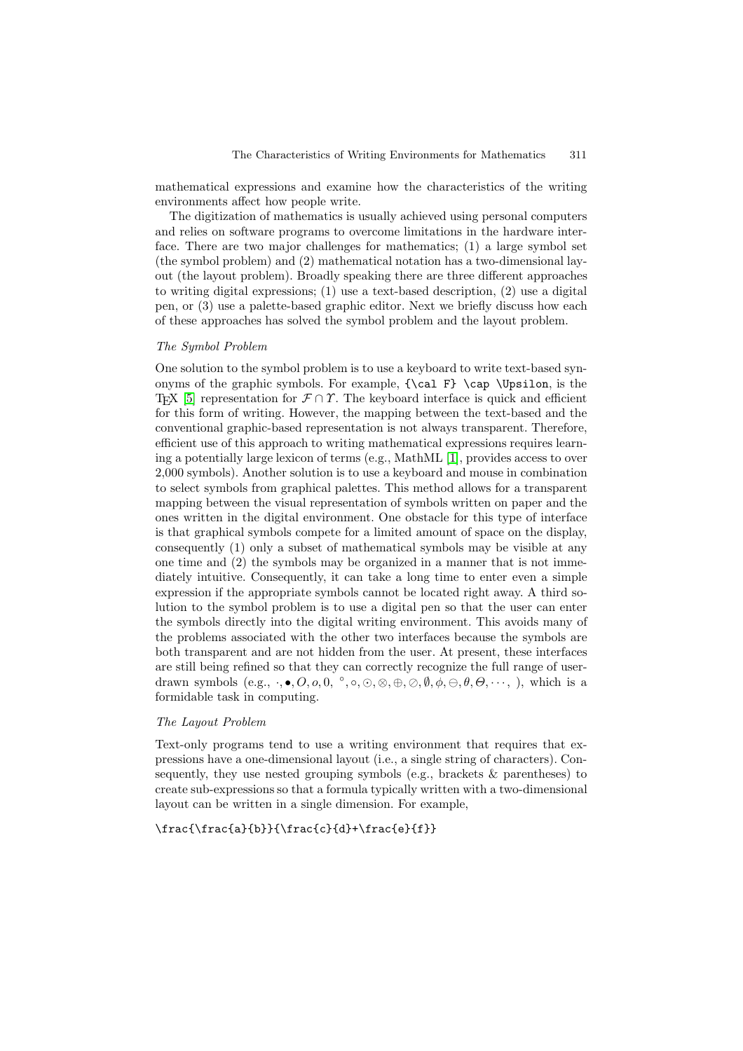mathematical expressions and examine how the characteristics of the writing environments affect how people write.

The digitization of mathematics is usually achieved using personal computers and relies on software programs to overcome limitations in the hardware interface. There are two major challenges for mathematics; (1) a large symbol set (the symbol problem) and (2) mathematical notation has a two-dimensional layout (the layout problem). Broadly speaking there are three different approaches to writing digital expressions; (1) use a text-based description, (2) use a digital pen, or (3) use a palette-based graphic editor. Next we briefly discuss how each of these approaches has solved the symbol problem and the layout problem.

*The Symbol Problem*

One solution to the symbol problem is to use a keyboard to write text-based synonyms of the graphic symbols. For example, `{\cal F} \cap \Upsilon`, is the TEX [5] representation for $\mathcal{F} \cap \Upsilon$. The keyboard interface is quick and efficient for this form of writing. However, the mapping between the text-based and the conventional graphic-based representation is not always transparent. Therefore, efficient use of this approach to writing mathematical expressions requires learning a potentially large lexicon of terms (e.g., MathML [1], provides access to over 2,000 symbols). Another solution is to use a keyboard and mouse in combination to select symbols from graphical palettes. This method allows for a transparent mapping between the visual representation of symbols written on paper and the ones written in the digital environment. One obstacle for this type of interface is that graphical symbols compete for a limited amount of space on the display, consequently (1) only a subset of mathematical symbols may be visible at any one time and (2) the symbols may be organized in a manner that is not immediately intuitive. Consequently, it can take a long time to enter even a simple expression if the appropriate symbols cannot be located right away. A third solution to the symbol problem is to use a digital pen so that the user can enter the symbols directly into the digital writing environment. This avoids many of the problems associated with the other two interfaces because the symbols are both transparent and are not hidden from the user. At present, these interfaces are still being refined so that they can correctly recognize the full range of user-drawn symbols (e.g., $\cdot, \bullet, O, o, 0, \;^{\circ}, \circ, \odot, \otimes, \oplus, \oslash, \emptyset, \phi, \ominus, \theta, \Theta, \cdots,$ ), which is a formidable task in computing.

*The Layout Problem*

Text-only programs tend to use a writing environment that requires that expressions have a one-dimensional layout (i.e., a single string of characters). Consequently, they use nested grouping symbols (e.g., brackets & parentheses) to create sub-expressions so that a formula typically written with a two-dimensional layout can be written in a single dimension. For example,

```
\frac{\frac{a}{b}}{\frac{c}{d}+\frac{e}{f}}
```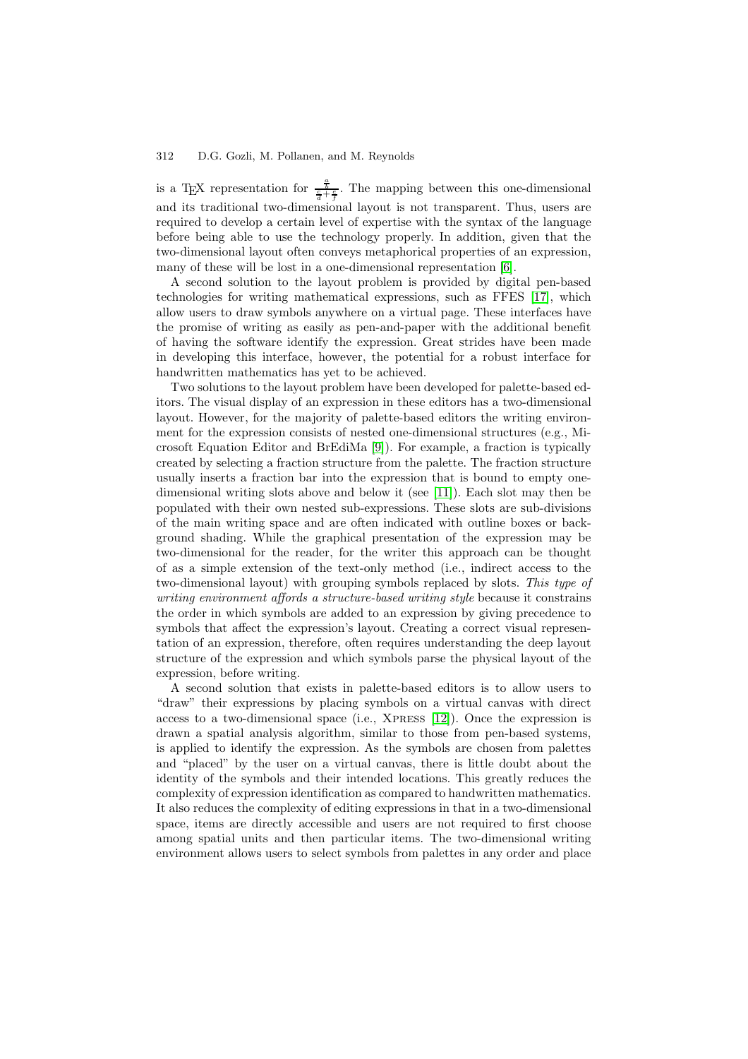is a TEX representation for $\frac{\frac{a}{b}}{\frac{c}{d}+\frac{e}{f}}$. The mapping between this one-dimensional and its traditional two-dimensional layout is not transparent. Thus, users are required to develop a certain level of expertise with the syntax of the language before being able to use the technology properly. In addition, given that the two-dimensional layout often conveys metaphorical properties of an expression, many of these will be lost in a one-dimensional representation [6].

A second solution to the layout problem is provided by digital pen-based technologies for writing mathematical expressions, such as FFES [17], which allow users to draw symbols anywhere on a virtual page. These interfaces have the promise of writing as easily as pen-and-paper with the additional benefit of having the software identify the expression. Great strides have been made in developing this interface, however, the potential for a robust interface for handwritten mathematics has yet to be achieved.

Two solutions to the layout problem have been developed for palette-based editors. The visual display of an expression in these editors has a two-dimensional layout. However, for the majority of palette-based editors the writing environment for the expression consists of nested one-dimensional structures (e.g., Microsoft Equation Editor and BrEdiMa [9]). For example, a fraction is typically created by selecting a fraction structure from the palette. The fraction structure usually inserts a fraction bar into the expression that is bound to empty one-dimensional writing slots above and below it (see [11]). Each slot may then be populated with their own nested sub-expressions. These slots are sub-divisions of the main writing space and are often indicated with outline boxes or background shading. While the graphical presentation of the expression may be two-dimensional for the reader, for the writer this approach can be thought of as a simple extension of the text-only method (i.e., indirect access to the two-dimensional layout) with grouping symbols replaced by slots. *This type of writing environment affords a structure-based writing style* because it constrains the order in which symbols are added to an expression by giving precedence to symbols that affect the expression's layout. Creating a correct visual representation of an expression, therefore, often requires understanding the deep layout structure of the expression and which symbols parse the physical layout of the expression, before writing.

A second solution that exists in palette-based editors is to allow users to "draw" their expressions by placing symbols on a virtual canvas with direct access to a two-dimensional space (i.e., Xpress [12]). Once the expression is drawn a spatial analysis algorithm, similar to those from pen-based systems, is applied to identify the expression. As the symbols are chosen from palettes and "placed" by the user on a virtual canvas, there is little doubt about the identity of the symbols and their intended locations. This greatly reduces the complexity of expression identification as compared to handwritten mathematics. It also reduces the complexity of editing expressions in that in a two-dimensional space, items are directly accessible and users are not required to first choose among spatial units and then particular items. The two-dimensional writing environment allows users to select symbols from palettes in any order and place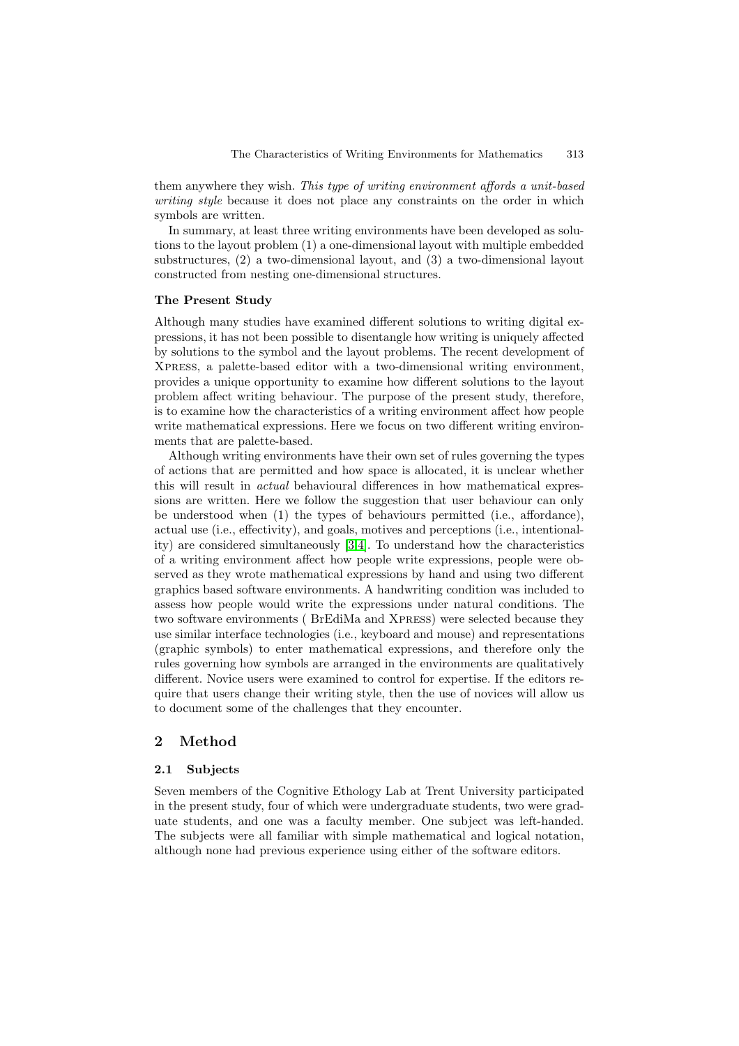them anywhere they wish. *This type of writing environment affords a unit-based writing style* because it does not place any constraints on the order in which symbols are written.

In summary, at least three writing environments have been developed as solutions to the layout problem (1) a one-dimensional layout with multiple embedded substructures, (2) a two-dimensional layout, and (3) a two-dimensional layout constructed from nesting one-dimensional structures.

### The Present Study

Although many studies have examined different solutions to writing digital expressions, it has not been possible to disentangle how writing is uniquely affected by solutions to the symbol and the layout problems. The recent development of XPRESS, a palette-based editor with a two-dimensional writing environment, provides a unique opportunity to examine how different solutions to the layout problem affect writing behaviour. The purpose of the present study, therefore, is to examine how the characteristics of a writing environment affect how people write mathematical expressions. Here we focus on two different writing environments that are palette-based.

Although writing environments have their own set of rules governing the types of actions that are permitted and how space is allocated, it is unclear whether this will result in *actual* behavioural differences in how mathematical expressions are written. Here we follow the suggestion that user behaviour can only be understood when (1) the types of behaviours permitted (i.e., affordance), actual use (i.e., effectivity), and goals, motives and perceptions (i.e., intentionality) are considered simultaneously [3,4]. To understand how the characteristics of a writing environment affect how people write expressions, people were observed as they wrote mathematical expressions by hand and using two different graphics based software environments. A handwriting condition was included to assess how people would write the expressions under natural conditions. The two software environments ( BrEdiMa and XPRESS) were selected because they use similar interface technologies (i.e., keyboard and mouse) and representations (graphic symbols) to enter mathematical expressions, and therefore only the rules governing how symbols are arranged in the environments are qualitatively different. Novice users were examined to control for expertise. If the editors require that users change their writing style, then the use of novices will allow us to document some of the challenges that they encounter.

## 2 Method

### 2.1 Subjects

Seven members of the Cognitive Ethology Lab at Trent University participated in the present study, four of which were undergraduate students, two were graduate students, and one was a faculty member. One subject was left-handed. The subjects were all familiar with simple mathematical and logical notation, although none had previous experience using either of the software editors.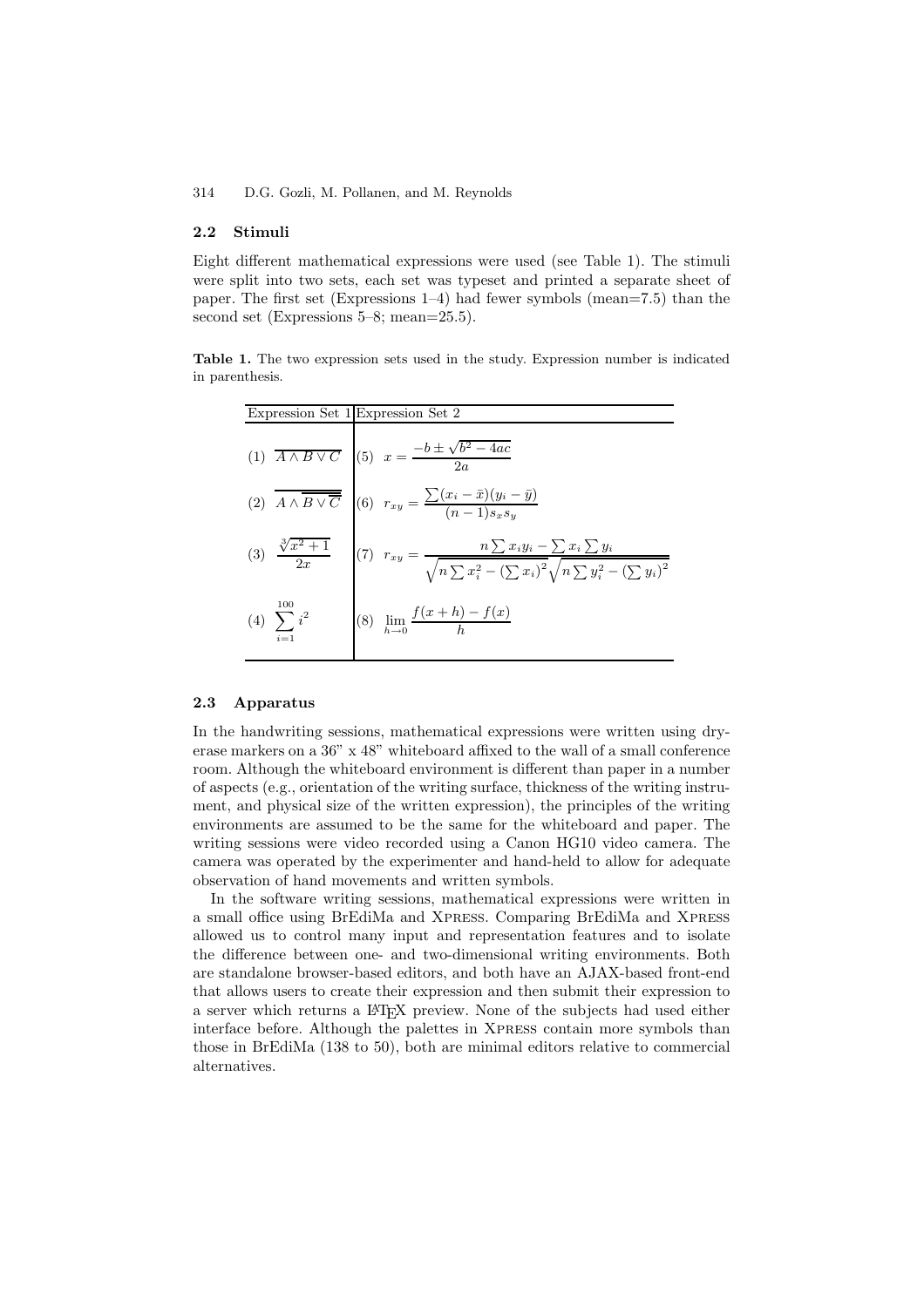### 2.2 Stimuli

Eight different mathematical expressions were used (see Table 1). The stimuli were split into two sets, each set was typeset and printed a separate sheet of paper. The first set (Expressions 1–4) had fewer symbols (mean=7.5) than the second set (Expressions 5–8; mean=25.5).

**Table 1.** The two expression sets used in the study. Expression number is indicated in parenthesis.

| Expression Set 1 | Expression Set 2 |
|---|---|
| (1) $\overline{A \wedge B \vee C}$ | (5) $x = \dfrac{-b \pm \sqrt{b^2 - 4ac}}{2a}$ |
| (2) $\overline{A \wedge \overline{B \vee \overline{C}}}$ | (6) $r_{xy} = \dfrac{\sum(x_i - \bar{x})(y_i - \bar{y})}{(n-1)s_x s_y}$ |
| (3) $\dfrac{\sqrt[3]{x^2+1}}{2x}$ | (7) $r_{xy} = \dfrac{n \sum x_i y_i - \sum x_i \sum y_i}{\sqrt{n \sum x_i^2 - (\sum x_i)^2}\sqrt{n \sum y_i^2 - (\sum y_i)^2}}$ |
| (4) $\displaystyle\sum_{i=1}^{100} i^2$ | (8) $\displaystyle\lim_{h \to 0} \frac{f(x+h) - f(x)}{h}$ |

### 2.3 Apparatus

In the handwriting sessions, mathematical expressions were written using dry-erase markers on a 36" x 48" whiteboard affixed to the wall of a small conference room. Although the whiteboard environment is different than paper in a number of aspects (e.g., orientation of the writing surface, thickness of the writing instrument, and physical size of the written expression), the principles of the writing environments are assumed to be the same for the whiteboard and paper. The writing sessions were video recorded using a Canon HG10 video camera. The camera was operated by the experimenter and hand-held to allow for adequate observation of hand movements and written symbols.

In the software writing sessions, mathematical expressions were written in a small office using BrEdiMa and XPRESS. Comparing BrEdiMa and XPRESS allowed us to control many input and representation features and to isolate the difference between one- and two-dimensional writing environments. Both are standalone browser-based editors, and both have an AJAX-based front-end that allows users to create their expression and then submit their expression to a server which returns a LaTeX preview. None of the subjects had used either interface before. Although the palettes in XPRESS contain more symbols than those in BrEdiMa (138 to 50), both are minimal editors relative to commercial alternatives.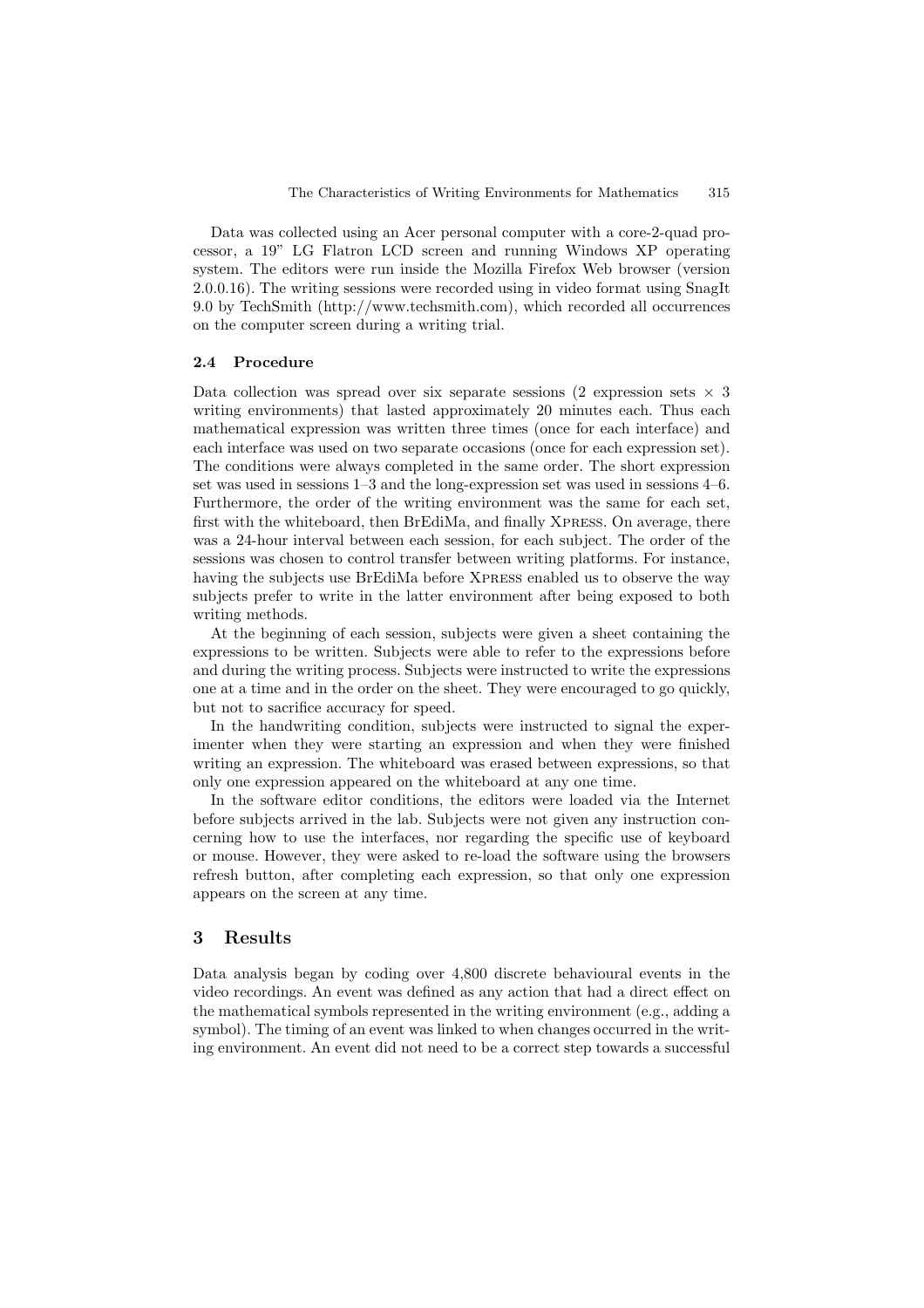Data was collected using an Acer personal computer with a core-2-quad processor, a 19" LG Flatron LCD screen and running Windows XP operating system. The editors were run inside the Mozilla Firefox Web browser (version 2.0.0.16). The writing sessions were recorded using in video format using SnagIt 9.0 by TechSmith (http://www.techsmith.com), which recorded all occurrences on the computer screen during a writing trial.

### 2.4 Procedure

Data collection was spread over six separate sessions (2 expression sets $\times$ 3 writing environments) that lasted approximately 20 minutes each. Thus each mathematical expression was written three times (once for each interface) and each interface was used on two separate occasions (once for each expression set). The conditions were always completed in the same order. The short expression set was used in sessions 1–3 and the long-expression set was used in sessions 4–6. Furthermore, the order of the writing environment was the same for each set, first with the whiteboard, then BrEdiMa, and finally Xpress. On average, there was a 24-hour interval between each session, for each subject. The order of the sessions was chosen to control transfer between writing platforms. For instance, having the subjects use BrEdiMa before Xpress enabled us to observe the way subjects prefer to write in the latter environment after being exposed to both writing methods.

At the beginning of each session, subjects were given a sheet containing the expressions to be written. Subjects were able to refer to the expressions before and during the writing process. Subjects were instructed to write the expressions one at a time and in the order on the sheet. They were encouraged to go quickly, but not to sacrifice accuracy for speed.

In the handwriting condition, subjects were instructed to signal the experimenter when they were starting an expression and when they were finished writing an expression. The whiteboard was erased between expressions, so that only one expression appeared on the whiteboard at any one time.

In the software editor conditions, the editors were loaded via the Internet before subjects arrived in the lab. Subjects were not given any instruction concerning how to use the interfaces, nor regarding the specific use of keyboard or mouse. However, they were asked to re-load the software using the browsers refresh button, after completing each expression, so that only one expression appears on the screen at any time.

## 3 Results

Data analysis began by coding over 4,800 discrete behavioural events in the video recordings. An event was defined as any action that had a direct effect on the mathematical symbols represented in the writing environment (e.g., adding a symbol). The timing of an event was linked to when changes occurred in the writing environment. An event did not need to be a correct step towards a successful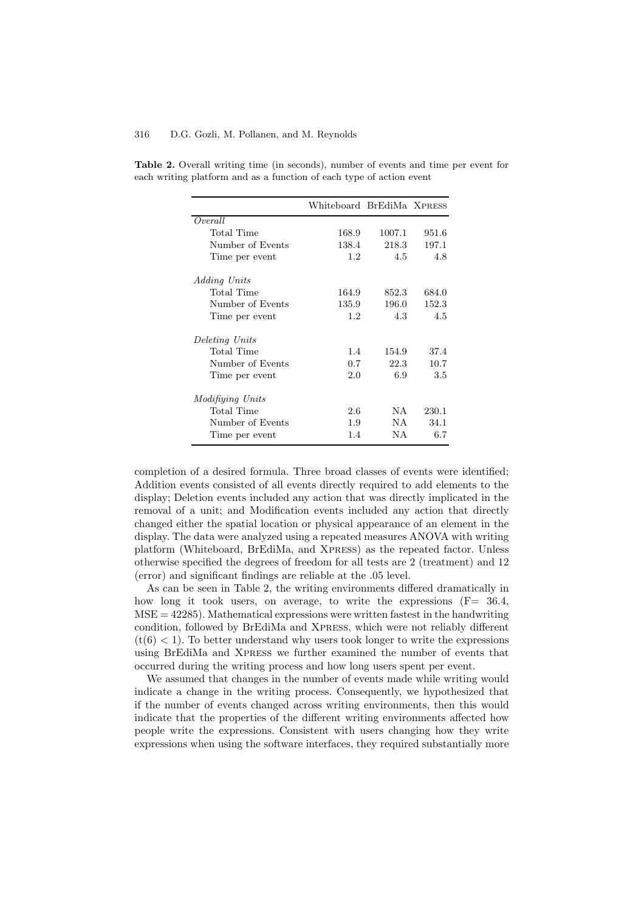**Table 2.** Overall writing time (in seconds), number of events and time per event for each writing platform and as a function of each type of action event

| | Whiteboard | BrEdiMa | XPRESS |
|---|---|---|---|
| *Overall* | | | |
| Total Time | 168.9 | 1007.1 | 951.6 |
| Number of Events | 138.4 | 218.3 | 197.1 |
| Time per event | 1.2 | 4.5 | 4.8 |
| *Adding Units* | | | |
| Total Time | 164.9 | 852.3 | 684.0 |
| Number of Events | 135.9 | 196.0 | 152.3 |
| Time per event | 1.2 | 4.3 | 4.5 |
| *Deleting Units* | | | |
| Total Time | 1.4 | 154.9 | 37.4 |
| Number of Events | 0.7 | 22.3 | 10.7 |
| Time per event | 2.0 | 6.9 | 3.5 |
| *Modifiying Units* | | | |
| Total Time | 2.6 | NA | 230.1 |
| Number of Events | 1.9 | NA | 34.1 |
| Time per event | 1.4 | NA | 6.7 |

completion of a desired formula. Three broad classes of events were identified; Addition events consisted of all events directly required to add elements to the display; Deletion events included any action that was directly implicated in the removal of a unit; and Modification events included any action that directly changed either the spatial location or physical appearance of an element in the display. The data were analyzed using a repeated measures ANOVA with writing platform (Whiteboard, BrEdiMa, and XPRESS) as the repeated factor. Unless otherwise specified the degrees of freedom for all tests are 2 (treatment) and 12 (error) and significant findings are reliable at the .05 level.

As can be seen in Table 2, the writing environments differed dramatically in how long it took users, on average, to write the expressions ($F = 36.4$, $MSE = 42285$). Mathematical expressions were written fastest in the handwriting condition, followed by BrEdiMa and XPRESS, which were not reliably different ($t(6) < 1$). To better understand why users took longer to write the expressions using BrEdiMa and XPRESS we further examined the number of events that occurred during the writing process and how long users spent per event.

We assumed that changes in the number of events made while writing would indicate a change in the writing process. Consequently, we hypothesized that if the number of events changed across writing environments, then this would indicate that the properties of the different writing environments affected how people write the expressions. Consistent with users changing how they write expressions when using the software interfaces, they required substantially more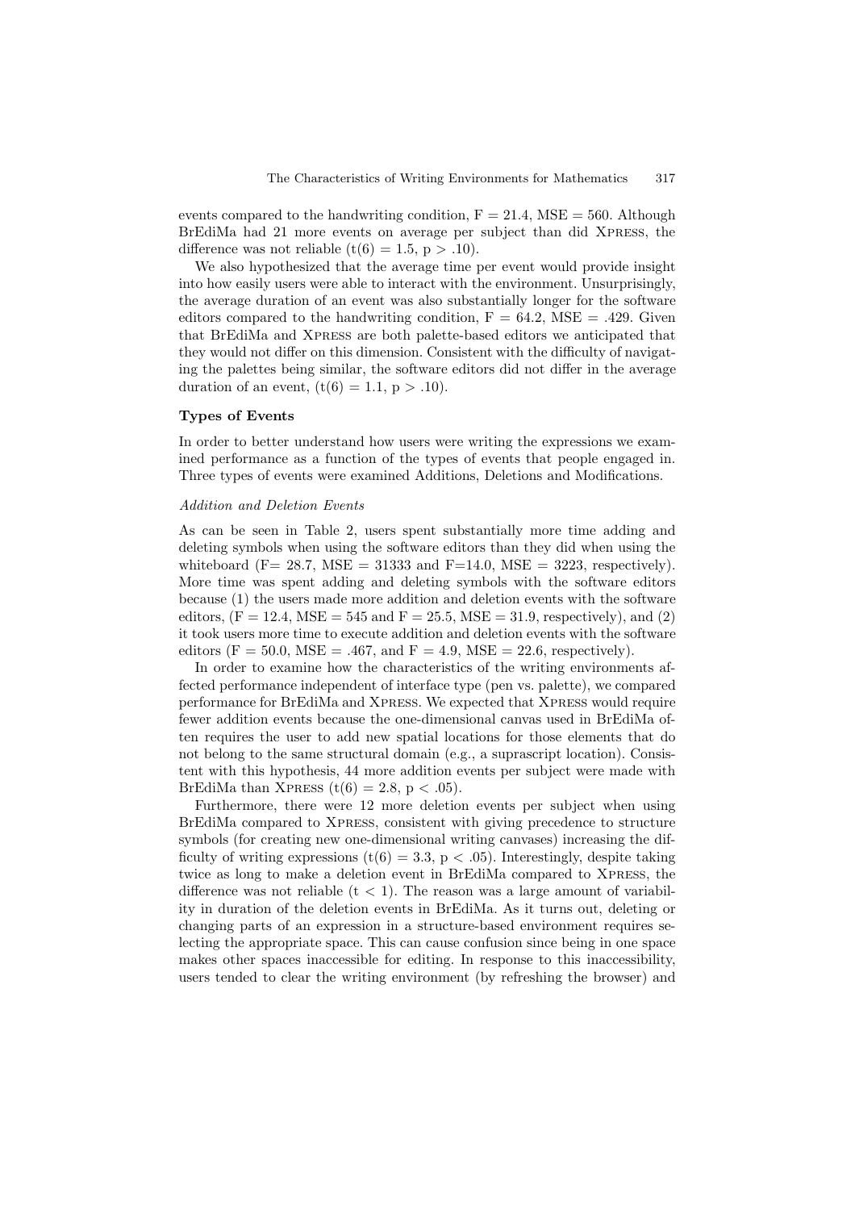events compared to the handwriting condition, $F = 21.4$, $MSE = 560$. Although BrEdiMa had 21 more events on average per subject than did XPRESS, the difference was not reliable ($t(6) = 1.5$, $p > .10$).

We also hypothesized that the average time per event would provide insight into how easily users were able to interact with the environment. Unsurprisingly, the average duration of an event was also substantially longer for the software editors compared to the handwriting condition, $F = 64.2$, $MSE = .429$. Given that BrEdiMa and XPRESS are both palette-based editors we anticipated that they would not differ on this dimension. Consistent with the difficulty of navigating the palettes being similar, the software editors did not differ in the average duration of an event, ($t(6) = 1.1$, $p > .10$).

### Types of Events

In order to better understand how users were writing the expressions we examined performance as a function of the types of events that people engaged in. Three types of events were examined Additions, Deletions and Modifications.

#### *Addition and Deletion Events*

As can be seen in Table 2, users spent substantially more time adding and deleting symbols when using the software editors than they did when using the whiteboard ($F = 28.7$, $MSE = 31333$ and $F = 14.0$, $MSE = 3223$, respectively). More time was spent adding and deleting symbols with the software editors because (1) the users made more addition and deletion events with the software editors, ($F = 12.4$, $MSE = 545$ and $F = 25.5$, $MSE = 31.9$, respectively), and (2) it took users more time to execute addition and deletion events with the software editors ($F = 50.0$, $MSE = .467$, and $F = 4.9$, $MSE = 22.6$, respectively).

In order to examine how the characteristics of the writing environments affected performance independent of interface type (pen vs. palette), we compared performance for BrEdiMa and XPRESS. We expected that XPRESS would require fewer addition events because the one-dimensional canvas used in BrEdiMa often requires the user to add new spatial locations for those elements that do not belong to the same structural domain (e.g., a suprascript location). Consistent with this hypothesis, 44 more addition events per subject were made with BrEdiMa than XPRESS ($t(6) = 2.8$, $p < .05$).

Furthermore, there were 12 more deletion events per subject when using BrEdiMa compared to XPRESS, consistent with giving precedence to structure symbols (for creating new one-dimensional writing canvases) increasing the difficulty of writing expressions ($t(6) = 3.3$, $p < .05$). Interestingly, despite taking twice as long to make a deletion event in BrEdiMa compared to XPRESS, the difference was not reliable ($t < 1$). The reason was a large amount of variability in duration of the deletion events in BrEdiMa. As it turns out, deleting or changing parts of an expression in a structure-based environment requires selecting the appropriate space. This can cause confusion since being in one space makes other spaces inaccessible for editing. In response to this inaccessibility, users tended to clear the writing environment (by refreshing the browser) and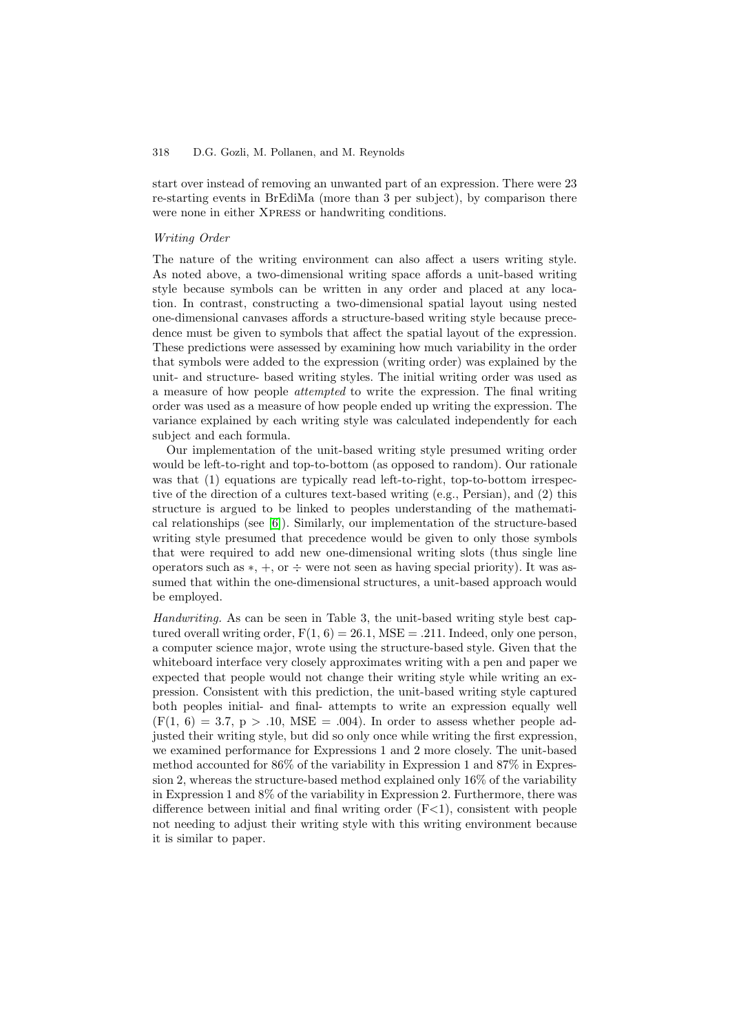start over instead of removing an unwanted part of an expression. There were 23 re-starting events in BrEdiMa (more than 3 per subject), by comparison there were none in either XPRESS or handwriting conditions.

*Writing Order*

The nature of the writing environment can also affect a users writing style. As noted above, a two-dimensional writing space affords a unit-based writing style because symbols can be written in any order and placed at any location. In contrast, constructing a two-dimensional spatial layout using nested one-dimensional canvases affords a structure-based writing style because precedence must be given to symbols that affect the spatial layout of the expression. These predictions were assessed by examining how much variability in the order that symbols were added to the expression (writing order) was explained by the unit- and structure- based writing styles. The initial writing order was used as a measure of how people *attempted* to write the expression. The final writing order was used as a measure of how people ended up writing the expression. The variance explained by each writing style was calculated independently for each subject and each formula.

Our implementation of the unit-based writing style presumed writing order would be left-to-right and top-to-bottom (as opposed to random). Our rationale was that (1) equations are typically read left-to-right, top-to-bottom irrespective of the direction of a cultures text-based writing (e.g., Persian), and (2) this structure is argued to be linked to peoples understanding of the mathematical relationships (see [6]). Similarly, our implementation of the structure-based writing style presumed that precedence would be given to only those symbols that were required to add new one-dimensional writing slots (thus single line operators such as $*$, $+$, or $\div$ were not seen as having special priority). It was assumed that within the one-dimensional structures, a unit-based approach would be employed.

*Handwriting.* As can be seen in Table 3, the unit-based writing style best captured overall writing order, $F(1, 6) = 26.1$, $MSE = .211$. Indeed, only one person, a computer science major, wrote using the structure-based style. Given that the whiteboard interface very closely approximates writing with a pen and paper we expected that people would not change their writing style while writing an expression. Consistent with this prediction, the unit-based writing style captured both peoples initial- and final- attempts to write an expression equally well ($F(1, 6) = 3.7$, $p > .10$, $MSE = .004$). In order to assess whether people adjusted their writing style, but did so only once while writing the first expression, we examined performance for Expressions 1 and 2 more closely. The unit-based method accounted for 86% of the variability in Expression 1 and 87% in Expression 2, whereas the structure-based method explained only 16% of the variability in Expression 1 and 8% of the variability in Expression 2. Furthermore, there was difference between initial and final writing order ($F<1$), consistent with people not needing to adjust their writing style with this writing environment because it is similar to paper.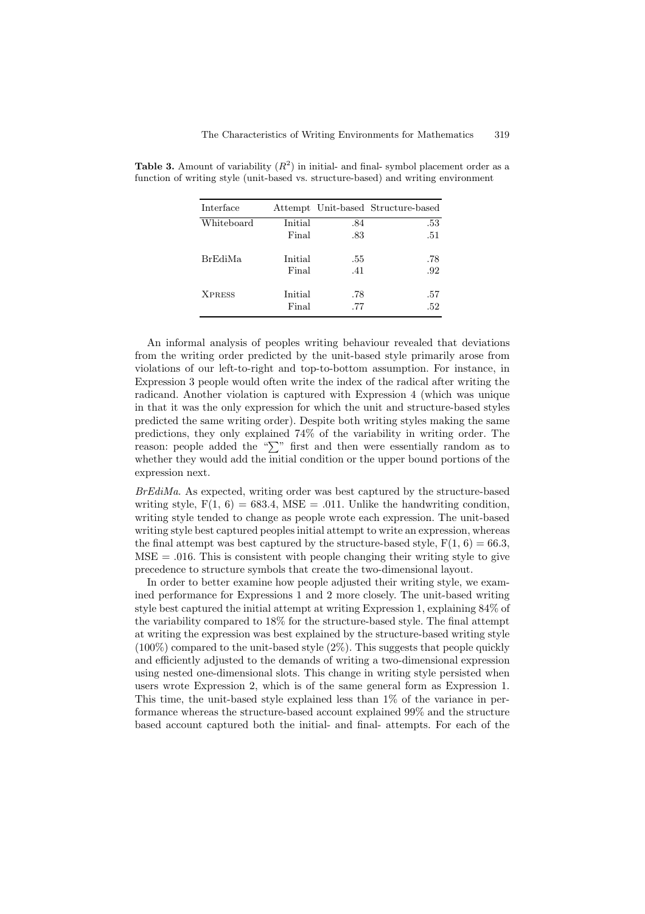**Table 3.** Amount of variability ($R^2$) in initial- and final- symbol placement order as a function of writing style (unit-based vs. structure-based) and writing environment

| Interface | Attempt | Unit-based | Structure-based |
|---|---|---|---|
| Whiteboard | Initial | .84 | .53 |
| | Final | .83 | .51 |
| BrEdiMa | Initial | .55 | .78 |
| | Final | .41 | .92 |
| XPRESS | Initial | .78 | .57 |
| | Final | .77 | .52 |

An informal analysis of peoples writing behaviour revealed that deviations from the writing order predicted by the unit-based style primarily arose from violations of our left-to-right and top-to-bottom assumption. For instance, in Expression 3 people would often write the index of the radical after writing the radicand. Another violation is captured with Expression 4 (which was unique in that it was the only expression for which the unit and structure-based styles predicted the same writing order). Despite both writing styles making the same predictions, they only explained 74% of the variability in writing order. The reason: people added the "$\sum$" first and then were essentially random as to whether they would add the initial condition or the upper bound portions of the expression next.

*BrEdiMa.* As expected, writing order was best captured by the structure-based writing style, $F(1, 6) = 683.4$, $MSE = .011$. Unlike the handwriting condition, writing style tended to change as people wrote each expression. The unit-based writing style best captured peoples initial attempt to write an expression, whereas the final attempt was best captured by the structure-based style, $F(1, 6) = 66.3$, $MSE = .016$. This is consistent with people changing their writing style to give precedence to structure symbols that create the two-dimensional layout.

In order to better examine how people adjusted their writing style, we examined performance for Expressions 1 and 2 more closely. The unit-based writing style best captured the initial attempt at writing Expression 1, explaining 84% of the variability compared to 18% for the structure-based style. The final attempt at writing the expression was best explained by the structure-based writing style (100%) compared to the unit-based style (2%). This suggests that people quickly and efficiently adjusted to the demands of writing a two-dimensional expression using nested one-dimensional slots. This change in writing style persisted when users wrote Expression 2, which is of the same general form as Expression 1. This time, the unit-based style explained less than 1% of the variance in performance whereas the structure-based account explained 99% and the structure based account captured both the initial- and final- attempts. For each of the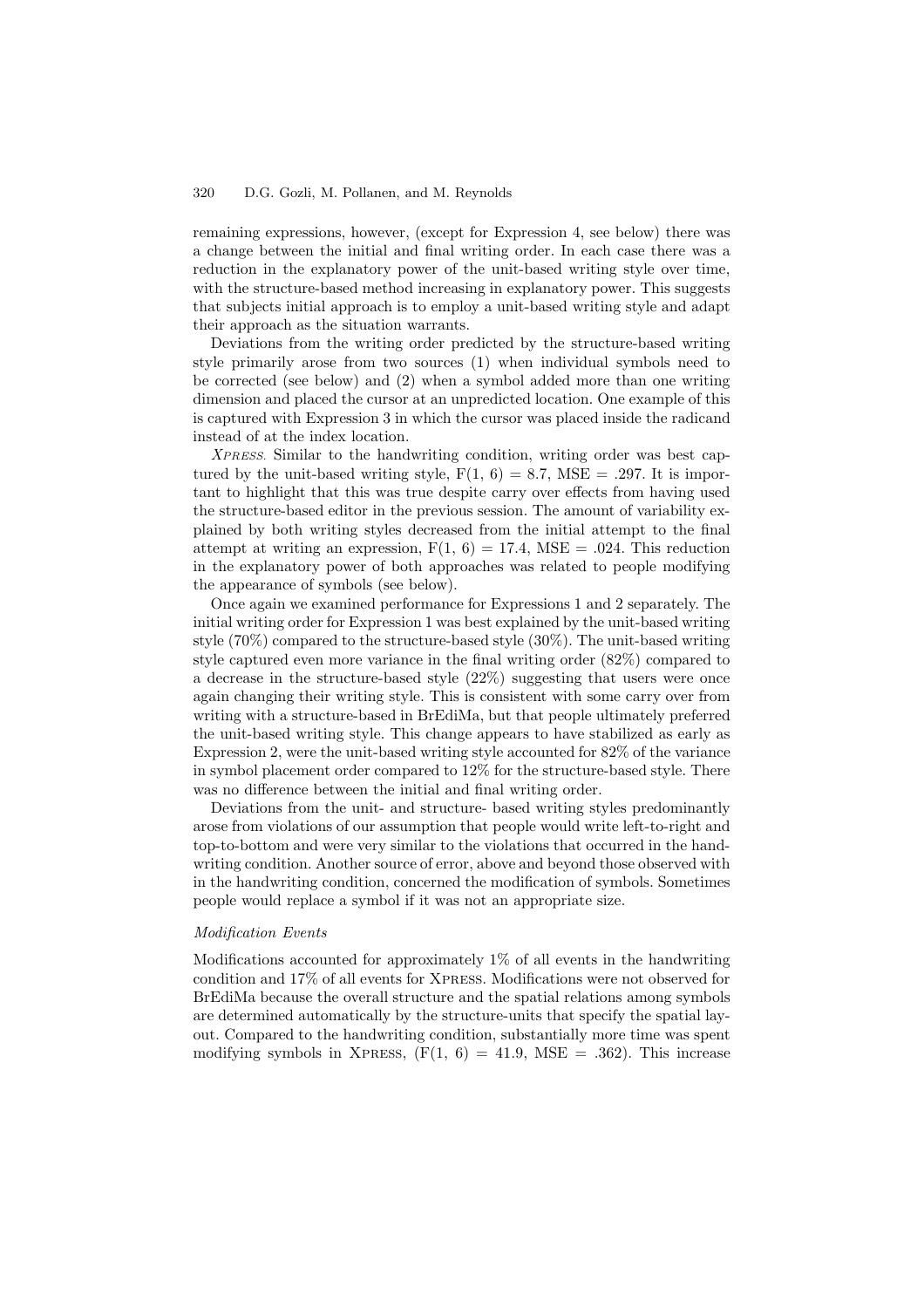remaining expressions, however, (except for Expression 4, see below) there was a change between the initial and final writing order. In each case there was a reduction in the explanatory power of the unit-based writing style over time, with the structure-based method increasing in explanatory power. This suggests that subjects initial approach is to employ a unit-based writing style and adapt their approach as the situation warrants.

Deviations from the writing order predicted by the structure-based writing style primarily arose from two sources (1) when individual symbols need to be corrected (see below) and (2) when a symbol added more than one writing dimension and placed the cursor at an unpredicted location. One example of this is captured with Expression 3 in which the cursor was placed inside the radicand instead of at the index location.

*XPRESS.* Similar to the handwriting condition, writing order was best captured by the unit-based writing style, $F(1, 6) = 8.7$, $MSE = .297$. It is important to highlight that this was true despite carry over effects from having used the structure-based editor in the previous session. The amount of variability explained by both writing styles decreased from the initial attempt to the final attempt at writing an expression, $F(1, 6) = 17.4$, $MSE = .024$. This reduction in the explanatory power of both approaches was related to people modifying the appearance of symbols (see below).

Once again we examined performance for Expressions 1 and 2 separately. The initial writing order for Expression 1 was best explained by the unit-based writing style (70%) compared to the structure-based style (30%). The unit-based writing style captured even more variance in the final writing order (82%) compared to a decrease in the structure-based style (22%) suggesting that users were once again changing their writing style. This is consistent with some carry over from writing with a structure-based in BrEdiMa, but that people ultimately preferred the unit-based writing style. This change appears to have stabilized as early as Expression 2, were the unit-based writing style accounted for 82% of the variance in symbol placement order compared to 12% for the structure-based style. There was no difference between the initial and final writing order.

Deviations from the unit- and structure- based writing styles predominantly arose from violations of our assumption that people would write left-to-right and top-to-bottom and were very similar to the violations that occurred in the handwriting condition. Another source of error, above and beyond those observed with in the handwriting condition, concerned the modification of symbols. Sometimes people would replace a symbol if it was not an appropriate size.

*Modification Events*

Modifications accounted for approximately 1% of all events in the handwriting condition and 17% of all events for XPRESS. Modifications were not observed for BrEdiMa because the overall structure and the spatial relations among symbols are determined automatically by the structure-units that specify the spatial layout. Compared to the handwriting condition, substantially more time was spent modifying symbols in XPRESS, ($F(1, 6) = 41.9$, $MSE = .362$). This increase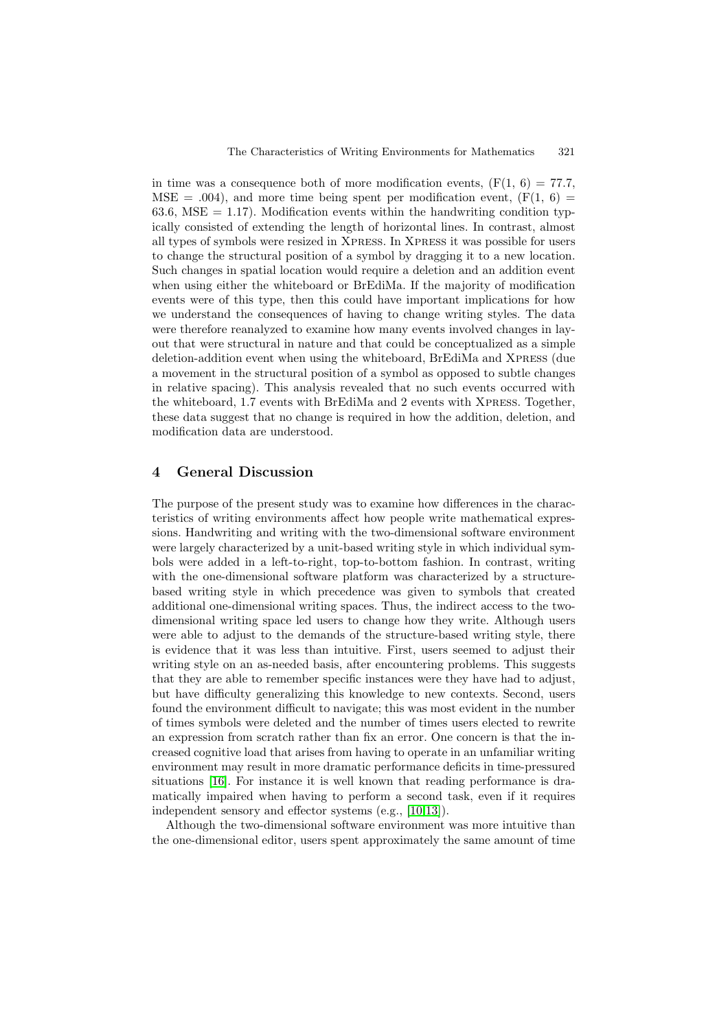in time was a consequence both of more modification events, ($F(1, 6) = 77.7$, $MSE = .004$), and more time being spent per modification event, ($F(1, 6) = 63.6$, $MSE = 1.17$). Modification events within the handwriting condition typically consisted of extending the length of horizontal lines. In contrast, almost all types of symbols were resized in Xpress. In Xpress it was possible for users to change the structural position of a symbol by dragging it to a new location. Such changes in spatial location would require a deletion and an addition event when using either the whiteboard or BrEdiMa. If the majority of modification events were of this type, then this could have important implications for how we understand the consequences of having to change writing styles. The data were therefore reanalyzed to examine how many events involved changes in layout that were structural in nature and that could be conceptualized as a simple deletion-addition event when using the whiteboard, BrEdiMa and Xpress (due a movement in the structural position of a symbol as opposed to subtle changes in relative spacing). This analysis revealed that no such events occurred with the whiteboard, 1.7 events with BrEdiMa and 2 events with Xpress. Together, these data suggest that no change is required in how the addition, deletion, and modification data are understood.

## 4 General Discussion

The purpose of the present study was to examine how differences in the characteristics of writing environments affect how people write mathematical expressions. Handwriting and writing with the two-dimensional software environment were largely characterized by a unit-based writing style in which individual symbols were added in a left-to-right, top-to-bottom fashion. In contrast, writing with the one-dimensional software platform was characterized by a structure-based writing style in which precedence was given to symbols that created additional one-dimensional writing spaces. Thus, the indirect access to the two-dimensional writing space led users to change how they write. Although users were able to adjust to the demands of the structure-based writing style, there is evidence that it was less than intuitive. First, users seemed to adjust their writing style on an as-needed basis, after encountering problems. This suggests that they are able to remember specific instances were they have had to adjust, but have difficulty generalizing this knowledge to new contexts. Second, users found the environment difficult to navigate; this was most evident in the number of times symbols were deleted and the number of times users elected to rewrite an expression from scratch rather than fix an error. One concern is that the increased cognitive load that arises from having to operate in an unfamiliar writing environment may result in more dramatic performance deficits in time-pressured situations [16]. For instance it is well known that reading performance is dramatically impaired when having to perform a second task, even if it requires independent sensory and effector systems (e.g., [10,13]).

Although the two-dimensional software environment was more intuitive than the one-dimensional editor, users spent approximately the same amount of time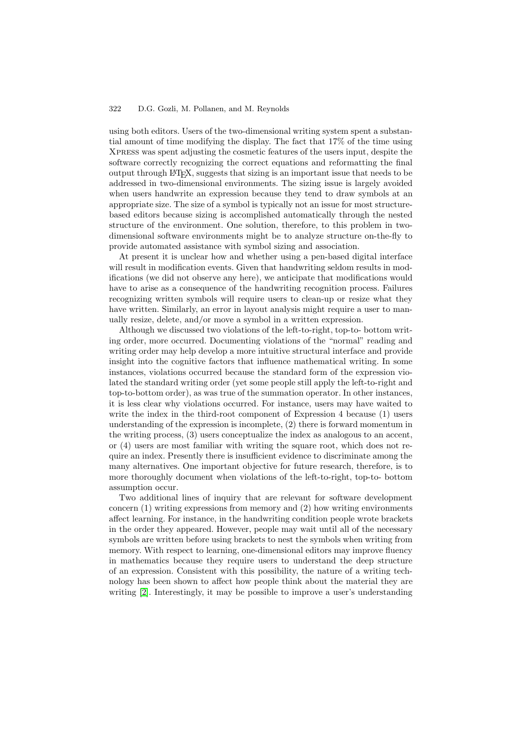using both editors. Users of the two-dimensional writing system spent a substantial amount of time modifying the display. The fact that 17% of the time using Xpress was spent adjusting the cosmetic features of the users input, despite the software correctly recognizing the correct equations and reformatting the final output through LaTeX, suggests that sizing is an important issue that needs to be addressed in two-dimensional environments. The sizing issue is largely avoided when users handwrite an expression because they tend to draw symbols at an appropriate size. The size of a symbol is typically not an issue for most structure-based editors because sizing is accomplished automatically through the nested structure of the environment. One solution, therefore, to this problem in two-dimensional software environments might be to analyze structure on-the-fly to provide automated assistance with symbol sizing and association.

At present it is unclear how and whether using a pen-based digital interface will result in modification events. Given that handwriting seldom results in modifications (we did not observe any here), we anticipate that modifications would have to arise as a consequence of the handwriting recognition process. Failures recognizing written symbols will require users to clean-up or resize what they have written. Similarly, an error in layout analysis might require a user to manually resize, delete, and/or move a symbol in a written expression.

Although we discussed two violations of the left-to-right, top-to- bottom writing order, more occurred. Documenting violations of the "normal" reading and writing order may help develop a more intuitive structural interface and provide insight into the cognitive factors that influence mathematical writing. In some instances, violations occurred because the standard form of the expression violated the standard writing order (yet some people still apply the left-to-right and top-to-bottom order), as was true of the summation operator. In other instances, it is less clear why violations occurred. For instance, users may have waited to write the index in the third-root component of Expression 4 because (1) users understanding of the expression is incomplete, (2) there is forward momentum in the writing process, (3) users conceptualize the index as analogous to an accent, or (4) users are most familiar with writing the square root, which does not require an index. Presently there is insufficient evidence to discriminate among the many alternatives. One important objective for future research, therefore, is to more thoroughly document when violations of the left-to-right, top-to- bottom assumption occur.

Two additional lines of inquiry that are relevant for software development concern (1) writing expressions from memory and (2) how writing environments affect learning. For instance, in the handwriting condition people wrote brackets in the order they appeared. However, people may wait until all of the necessary symbols are written before using brackets to nest the symbols when writing from memory. With respect to learning, one-dimensional editors may improve fluency in mathematics because they require users to understand the deep structure of an expression. Consistent with this possibility, the nature of a writing technology has been shown to affect how people think about the material they are writing [2]. Interestingly, it may be possible to improve a user's understanding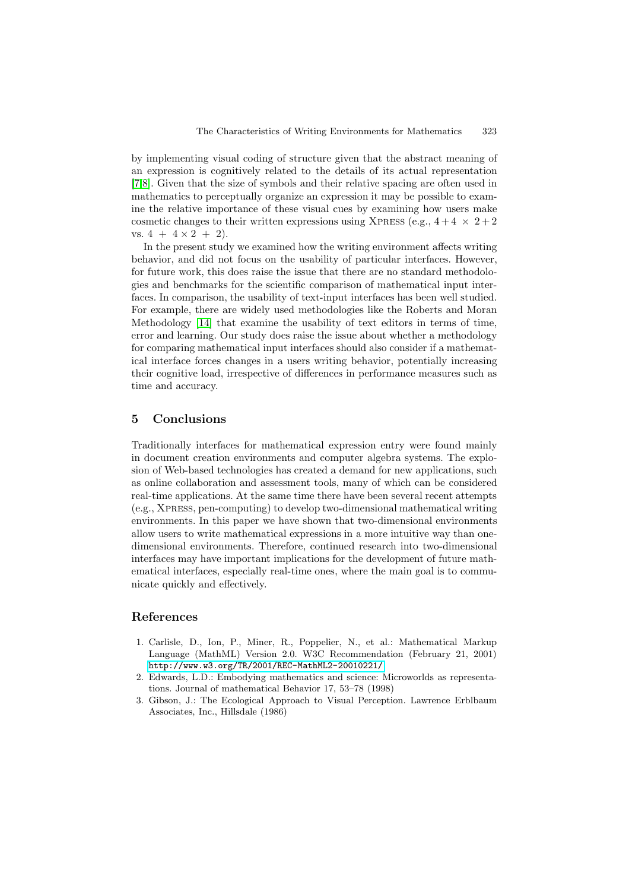by implementing visual coding of structure given that the abstract meaning of an expression is cognitively related to the details of its actual representation [7,8]. Given that the size of symbols and their relative spacing are often used in mathematics to perceptually organize an expression it may be possible to examine the relative importance of these visual cues by examining how users make cosmetic changes to their written expressions using XPRESS (e.g., $4+4\ \times\ 2+2$ vs. $4\ +\ 4\times 2\ +\ 2$).

In the present study we examined how the writing environment affects writing behavior, and did not focus on the usability of particular interfaces. However, for future work, this does raise the issue that there are no standard methodologies and benchmarks for the scientific comparison of mathematical input interfaces. In comparison, the usability of text-input interfaces has been well studied. For example, there are widely used methodologies like the Roberts and Moran Methodology [14] that examine the usability of text editors in terms of time, error and learning. Our study does raise the issue about whether a methodology for comparing mathematical input interfaces should also consider if a mathematical interface forces changes in a users writing behavior, potentially increasing their cognitive load, irrespective of differences in performance measures such as time and accuracy.

## 5 Conclusions

Traditionally interfaces for mathematical expression entry were found mainly in document creation environments and computer algebra systems. The explosion of Web-based technologies has created a demand for new applications, such as online collaboration and assessment tools, many of which can be considered real-time applications. At the same time there have been several recent attempts (e.g., XPRESS, pen-computing) to develop two-dimensional mathematical writing environments. In this paper we have shown that two-dimensional environments allow users to write mathematical expressions in a more intuitive way than one-dimensional environments. Therefore, continued research into two-dimensional interfaces may have important implications for the development of future mathematical interfaces, especially real-time ones, where the main goal is to communicate quickly and effectively.

## References

1. Carlisle, D., Ion, P., Miner, R., Poppelier, N., et al.: Mathematical Markup Language (MathML) Version 2.0. W3C Recommendation (February 21, 2001) http://www.w3.org/TR/2001/REC-MathML2-20010221/
2. Edwards, L.D.: Embodying mathematics and science: Microworlds as representations. Journal of mathematical Behavior 17, 53–78 (1998)
3. Gibson, J.: The Ecological Approach to Visual Perception. Lawrence Erblbaum Associates, Inc., Hillsdale (1986)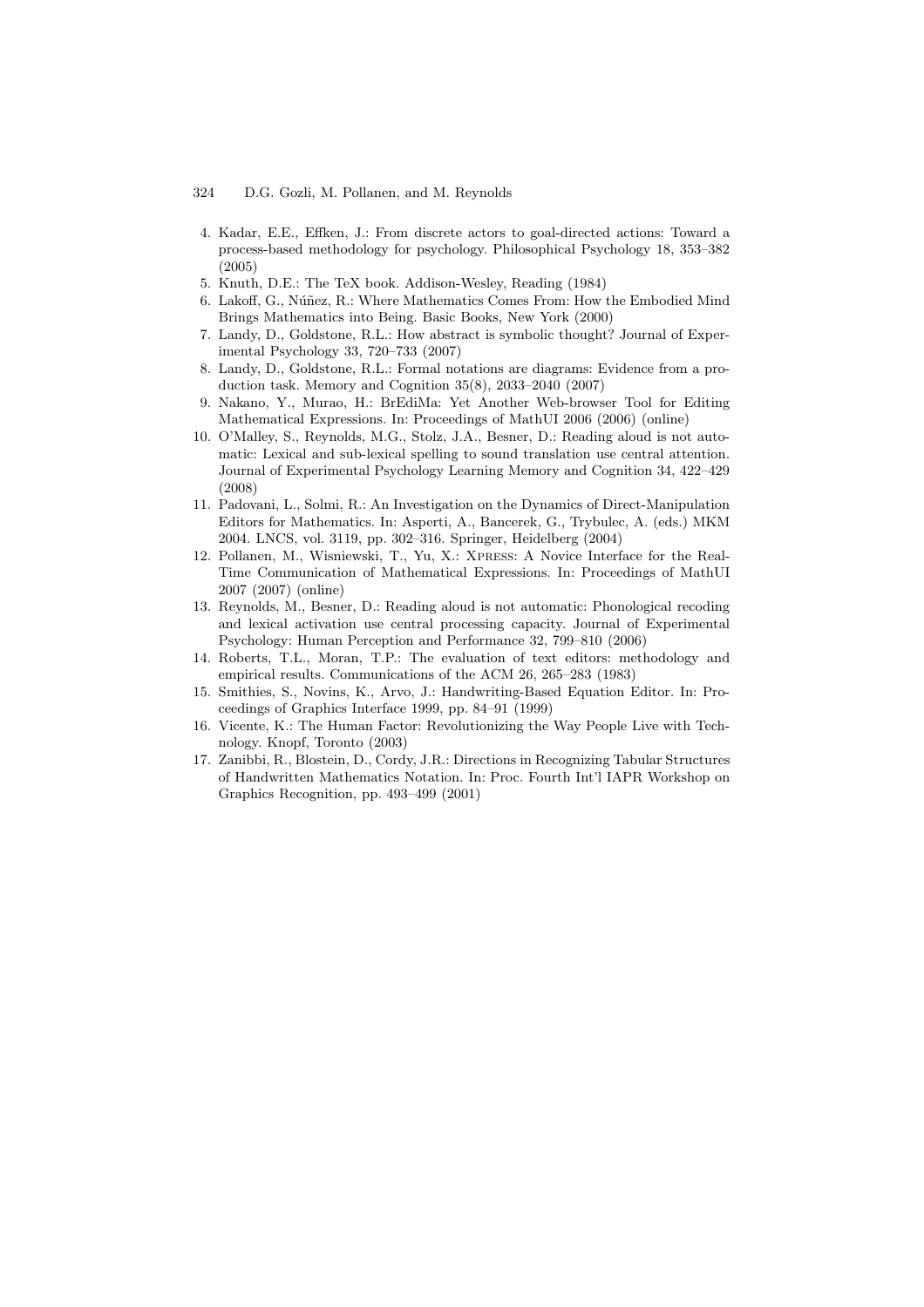4. Kadar, E.E., Effken, J.: From discrete actors to goal-directed actions: Toward a process-based methodology for psychology. Philosophical Psychology 18, 353–382 (2005)
5. Knuth, D.E.: The TeX book. Addison-Wesley, Reading (1984)
6. Lakoff, G., Núñez, R.: Where Mathematics Comes From: How the Embodied Mind Brings Mathematics into Being. Basic Books, New York (2000)
7. Landy, D., Goldstone, R.L.: How abstract is symbolic thought? Journal of Experimental Psychology 33, 720–733 (2007)
8. Landy, D., Goldstone, R.L.: Formal notations are diagrams: Evidence from a production task. Memory and Cognition 35(8), 2033–2040 (2007)
9. Nakano, Y., Murao, H.: BrEdiMa: Yet Another Web-browser Tool for Editing Mathematical Expressions. In: Proceedings of MathUI 2006 (2006) (online)
10. O'Malley, S., Reynolds, M.G., Stolz, J.A., Besner, D.: Reading aloud is not automatic: Lexical and sub-lexical spelling to sound translation use central attention. Journal of Experimental Psychology Learning Memory and Cognition 34, 422–429 (2008)
11. Padovani, L., Solmi, R.: An Investigation on the Dynamics of Direct-Manipulation Editors for Mathematics. In: Asperti, A., Bancerek, G., Trybulec, A. (eds.) MKM 2004. LNCS, vol. 3119, pp. 302–316. Springer, Heidelberg (2004)
12. Pollanen, M., Wisniewski, T., Yu, X.: Xpress: A Novice Interface for the Real-Time Communication of Mathematical Expressions. In: Proceedings of MathUI 2007 (2007) (online)
13. Reynolds, M., Besner, D.: Reading aloud is not automatic: Phonological recoding and lexical activation use central processing capacity. Journal of Experimental Psychology: Human Perception and Performance 32, 799–810 (2006)
14. Roberts, T.L., Moran, T.P.: The evaluation of text editors: methodology and empirical results. Communications of the ACM 26, 265–283 (1983)
15. Smithies, S., Novins, K., Arvo, J.: Handwriting-Based Equation Editor. In: Proceedings of Graphics Interface 1999, pp. 84–91 (1999)
16. Vicente, K.: The Human Factor: Revolutionizing the Way People Live with Technology. Knopf, Toronto (2003)
17. Zanibbi, R., Blostein, D., Cordy, J.R.: Directions in Recognizing Tabular Structures of Handwritten Mathematics Notation. In: Proc. Fourth Int'l IAPR Workshop on Graphics Recognition, pp. 493–499 (2001)